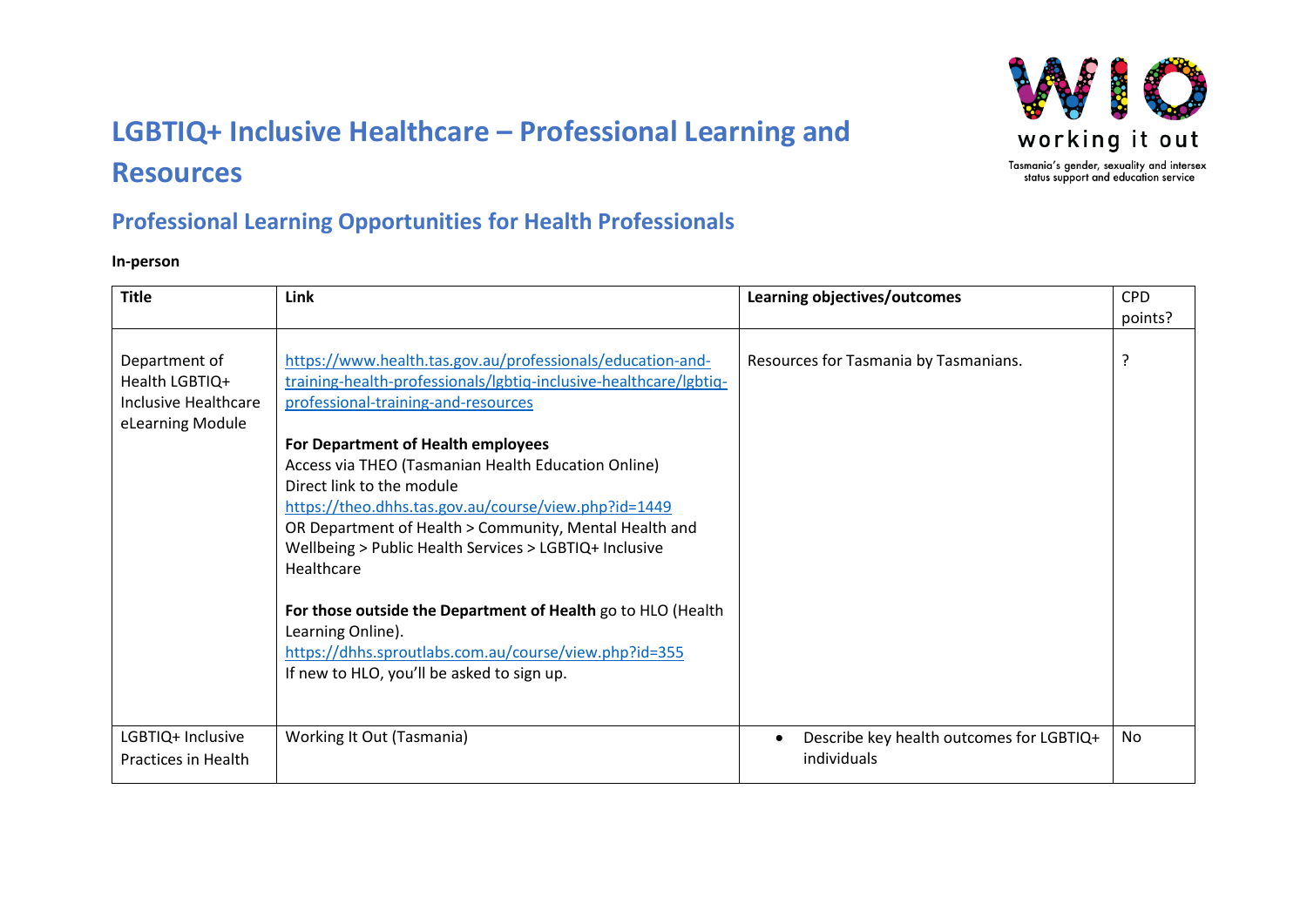# LGBTIQ+ Inclusive Healthcare – Professional Learning and Resources

working it out

Tasmania's gender, sexuality and intersex status support and education service

## Professional Learning Opportunities for Health Professionals

**In-person**

| Title | Link | Learning objectives/outcomes | CPD points? |
|---|---|---|---|
| Department of Health LGBTIQ+ Inclusive Healthcare eLearning Module | https://www.health.tas.gov.au/professionals/education-and-training-health-professionals/lgbtiq-inclusive-healthcare/lgbtiq-professional-training-and-resources<br><br>**For Department of Health employees**<br>Access via THEO (Tasmanian Health Education Online)<br>Direct link to the module<br>https://theo.dhhs.tas.gov.au/course/view.php?id=1449<br>OR Department of Health > Community, Mental Health and Wellbeing > Public Health Services > LGBTIQ+ Inclusive Healthcare<br><br>**For those outside the Department of Health** go to HLO (Health Learning Online).<br>https://dhhs.sproutlabs.com.au/course/view.php?id=355<br>If new to HLO, you'll be asked to sign up. | Resources for Tasmania by Tasmanians. | ? |
| LGBTIQ+ Inclusive Practices in Health | Working It Out (Tasmania) | • Describe key health outcomes for LGBTIQ+ individuals | No |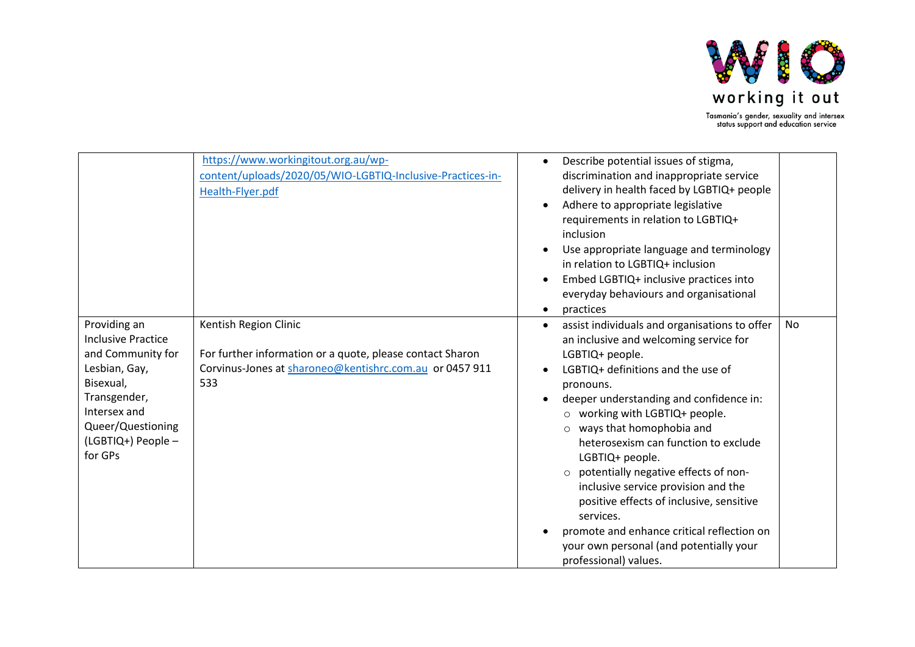| | | | |
|---|---|---|---|
| | https://www.workingitout.org.au/wp-content/uploads/2020/05/WIO-LGBTIQ-Inclusive-Practices-in-Health-Flyer.pdf | • Describe potential issues of stigma, discrimination and inappropriate service delivery in health faced by LGBTIQ+ people<br>• Adhere to appropriate legislative requirements in relation to LGBTIQ+ inclusion<br>• Use appropriate language and terminology in relation to LGBTIQ+ inclusion<br>• Embed LGBTIQ+ inclusive practices into everyday behaviours and organisational<br>• practices | |
| Providing an Inclusive Practice and Community for Lesbian, Gay, Bisexual, Transgender, Intersex and Queer/Questioning (LGBTIQ+) People – for GPs | Kentish Region Clinic<br><br>For further information or a quote, please contact Sharon Corvinus-Jones at sharoneo@kentishrc.com.au or 0457 911 533 | • assist individuals and organisations to offer an inclusive and welcoming service for LGBTIQ+ people.<br>• LGBTIQ+ definitions and the use of pronouns.<br>• deeper understanding and confidence in:<br>  ○ working with LGBTIQ+ people.<br>  ○ ways that homophobia and heterosexism can function to exclude LGBTIQ+ people.<br>  ○ potentially negative effects of non-inclusive service provision and the positive effects of inclusive, sensitive services.<br>• promote and enhance critical reflection on your own personal (and potentially your professional) values. | No |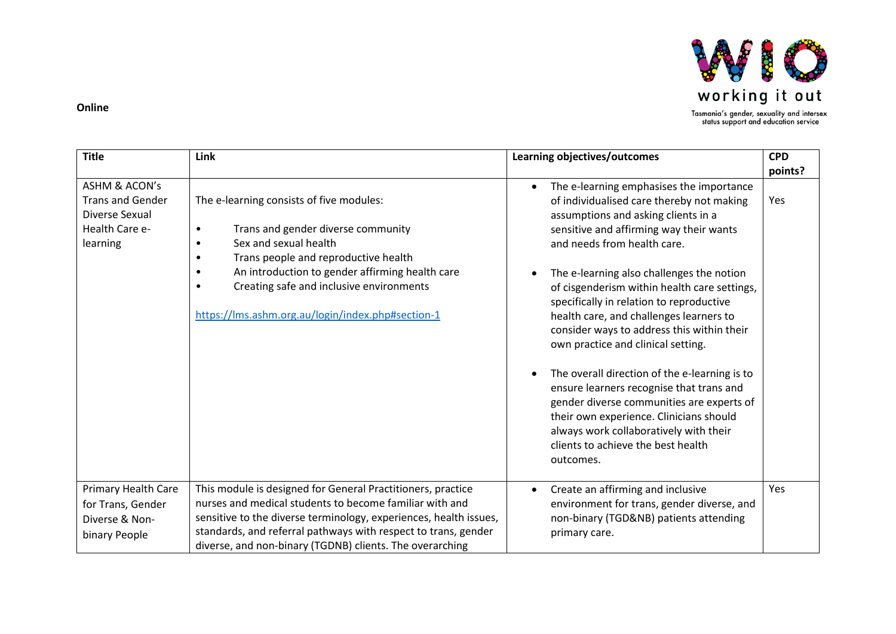**Online**

| Title | Link | Learning objectives/outcomes | CPD points? |
|---|---|---|---|
| ASHM & ACON's Trans and Gender Diverse Sexual Health Care e-learning | The e-learning consists of five modules:<br><br>• Trans and gender diverse community<br>• Sex and sexual health<br>• Trans people and reproductive health<br>• An introduction to gender affirming health care<br>• Creating safe and inclusive environments<br><br>https://lms.ashm.org.au/login/index.php#section-1 | • The e-learning emphasises the importance of individualised care thereby not making assumptions and asking clients in a sensitive and affirming way their wants and needs from health care.<br><br>• The e-learning also challenges the notion of cisgenderism within health care settings, specifically in relation to reproductive health care, and challenges learners to consider ways to address this within their own practice and clinical setting.<br><br>• The overall direction of the e-learning is to ensure learners recognise that trans and gender diverse communities are experts of their own experience. Clinicians should always work collaboratively with their clients to achieve the best health outcomes. | Yes |
| Primary Health Care for Trans, Gender Diverse & Non-binary People | This module is designed for General Practitioners, practice nurses and medical students to become familiar with and sensitive to the diverse terminology, experiences, health issues, standards, and referral pathways with respect to trans, gender diverse, and non-binary (TGDNB) clients. The overarching | • Create an affirming and inclusive environment for trans, gender diverse, and non-binary (TGD&NB) patients attending primary care. | Yes |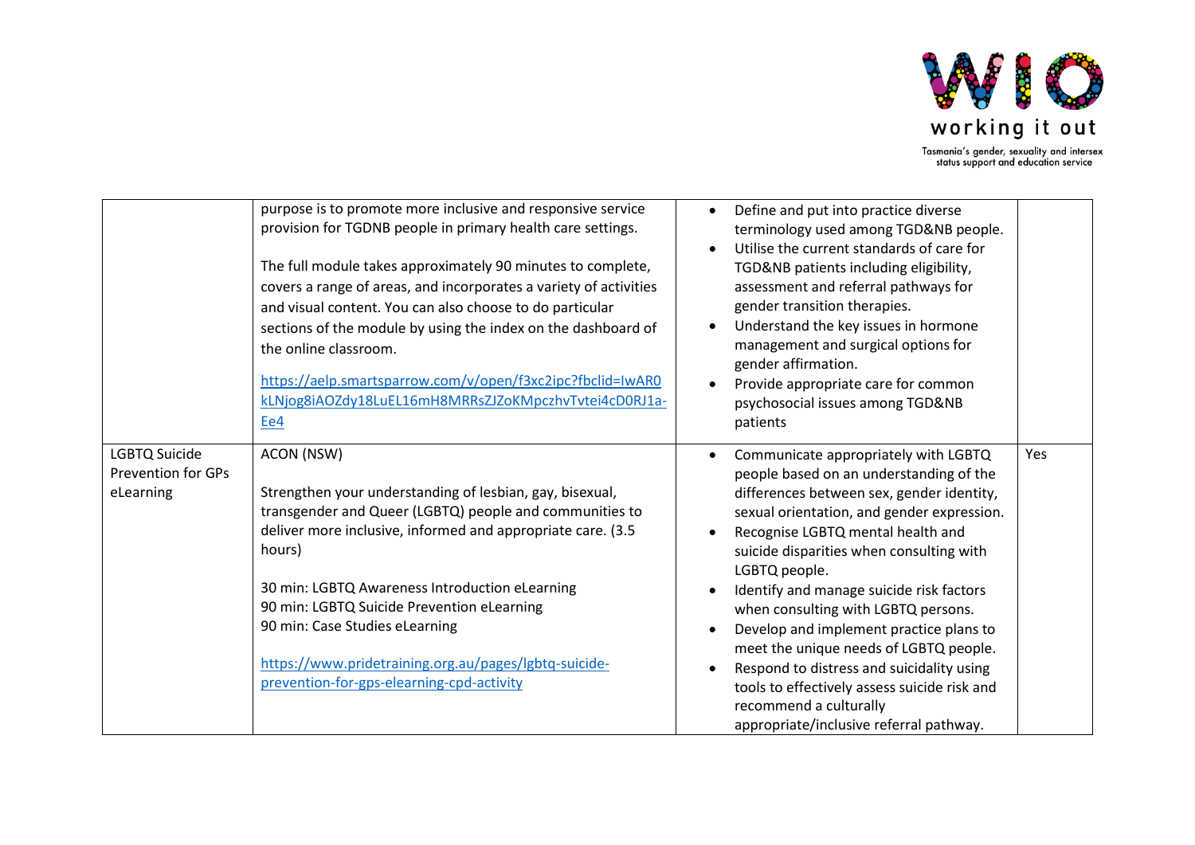| | | | |
|---|---|---|---|
| | purpose is to promote more inclusive and responsive service provision for TGDNB people in primary health care settings.<br><br>The full module takes approximately 90 minutes to complete, covers a range of areas, and incorporates a variety of activities and visual content. You can also choose to do particular sections of the module by using the index on the dashboard of the online classroom.<br><br>https://aelp.smartsparrow.com/v/open/f3xc2ipc?fbclid=IwAR0kLNjog8iAOZdy18LuEL16mH8MRRsZJZoKMpczhvTvtei4cD0RJ1a-Ee4 | • Define and put into practice diverse terminology used among TGD&NB people.<br>• Utilise the current standards of care for TGD&NB patients including eligibility, assessment and referral pathways for gender transition therapies.<br>• Understand the key issues in hormone management and surgical options for gender affirmation.<br>• Provide appropriate care for common psychosocial issues among TGD&NB patients | |
| LGBTQ Suicide Prevention for GPs eLearning | ACON (NSW)<br><br>Strengthen your understanding of lesbian, gay, bisexual, transgender and Queer (LGBTQ) people and communities to deliver more inclusive, informed and appropriate care. (3.5 hours)<br><br>30 min: LGBTQ Awareness Introduction eLearning<br>90 min: LGBTQ Suicide Prevention eLearning<br>90 min: Case Studies eLearning<br><br>https://www.pridetraining.org.au/pages/lgbtq-suicide-prevention-for-gps-elearning-cpd-activity | • Communicate appropriately with LGBTQ people based on an understanding of the differences between sex, gender identity, sexual orientation, and gender expression.<br>• Recognise LGBTQ mental health and suicide disparities when consulting with LGBTQ people.<br>• Identify and manage suicide risk factors when consulting with LGBTQ persons.<br>• Develop and implement practice plans to meet the unique needs of LGBTQ people.<br>• Respond to distress and suicidality using tools to effectively assess suicide risk and recommend a culturally appropriate/inclusive referral pathway. | Yes |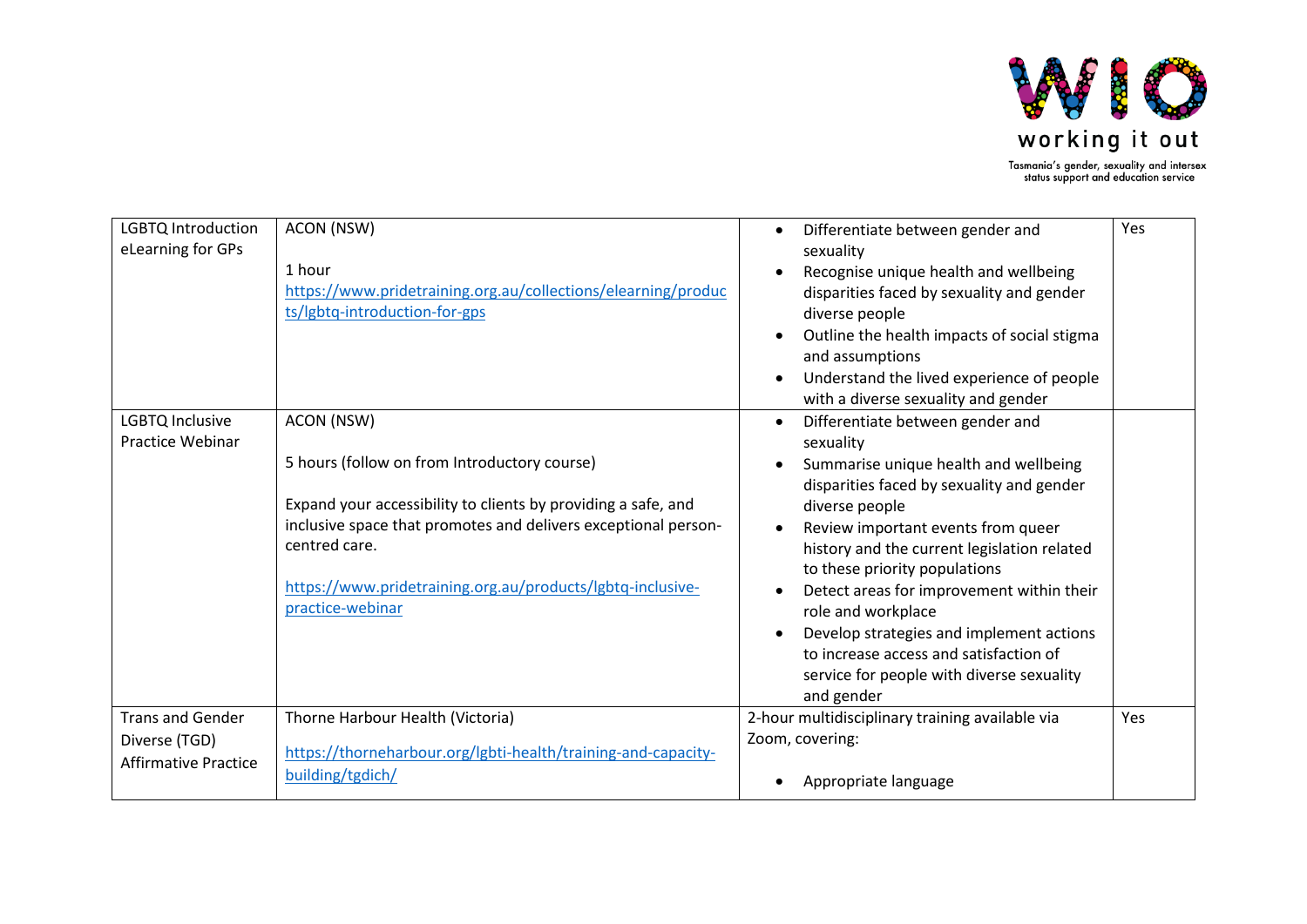| | | | |
|---|---|---|---|
| LGBTQ Introduction eLearning for GPs | ACON (NSW)<br><br>1 hour<br>https://www.pridetraining.org.au/collections/elearning/products/lgbtq-introduction-for-gps | • Differentiate between gender and sexuality<br>• Recognise unique health and wellbeing disparities faced by sexuality and gender diverse people<br>• Outline the health impacts of social stigma and assumptions<br>• Understand the lived experience of people with a diverse sexuality and gender | Yes |
| LGBTQ Inclusive Practice Webinar | ACON (NSW)<br><br>5 hours (follow on from Introductory course)<br><br>Expand your accessibility to clients by providing a safe, and inclusive space that promotes and delivers exceptional person-centred care.<br><br>https://www.pridetraining.org.au/products/lgbtq-inclusive-practice-webinar | • Differentiate between gender and sexuality<br>• Summarise unique health and wellbeing disparities faced by sexuality and gender diverse people<br>• Review important events from queer history and the current legislation related to these priority populations<br>• Detect areas for improvement within their role and workplace<br>• Develop strategies and implement actions to increase access and satisfaction of service for people with diverse sexuality and gender | |
| Trans and Gender Diverse (TGD) Affirmative Practice | Thorne Harbour Health (Victoria)<br><br>https://thorneharbour.org/lgbti-health/training-and-capacity-building/tgdich/ | 2-hour multidisciplinary training available via Zoom, covering:<br><br>• Appropriate language | Yes |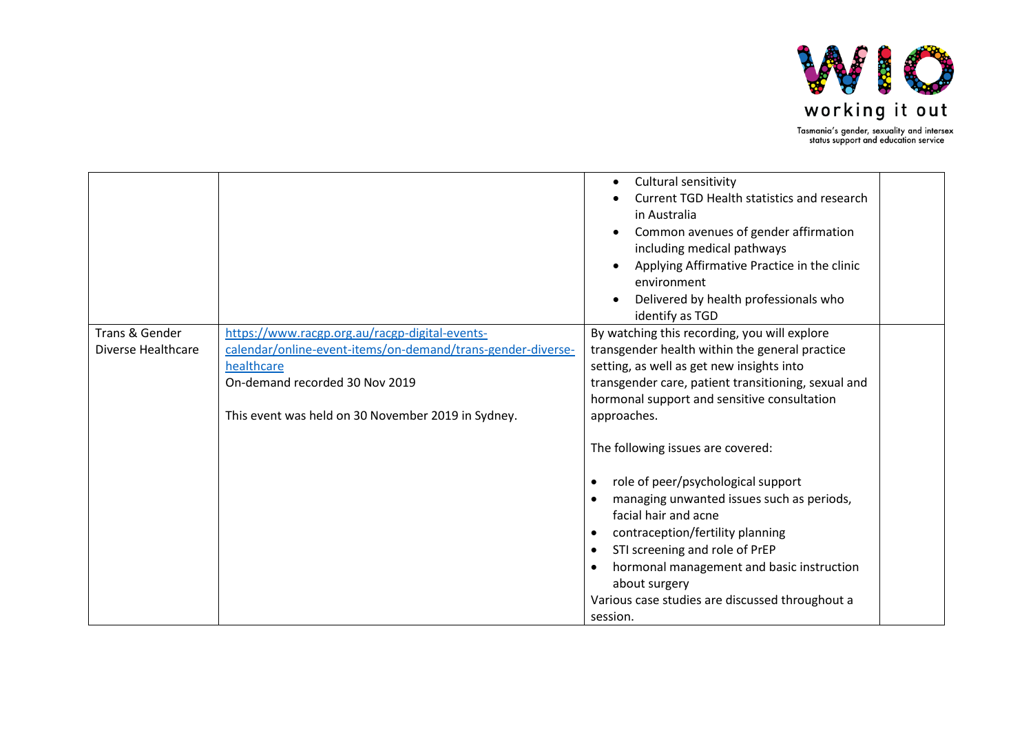| | | | |
|---|---|---|---|
| | | • Cultural sensitivity<br>• Current TGD Health statistics and research in Australia<br>• Common avenues of gender affirmation including medical pathways<br>• Applying Affirmative Practice in the clinic environment<br>• Delivered by health professionals who identify as TGD | |
| Trans & Gender Diverse Healthcare | https://www.racgp.org.au/racgp-digital-events-calendar/online-event-items/on-demand/trans-gender-diverse-healthcare<br>On-demand recorded 30 Nov 2019<br><br>This event was held on 30 November 2019 in Sydney. | By watching this recording, you will explore transgender health within the general practice setting, as well as get new insights into transgender care, patient transitioning, sexual and hormonal support and sensitive consultation approaches.<br><br>The following issues are covered:<br><br>• role of peer/psychological support<br>• managing unwanted issues such as periods, facial hair and acne<br>• contraception/fertility planning<br>• STI screening and role of PrEP<br>• hormonal management and basic instruction about surgery<br>Various case studies are discussed throughout a session. | |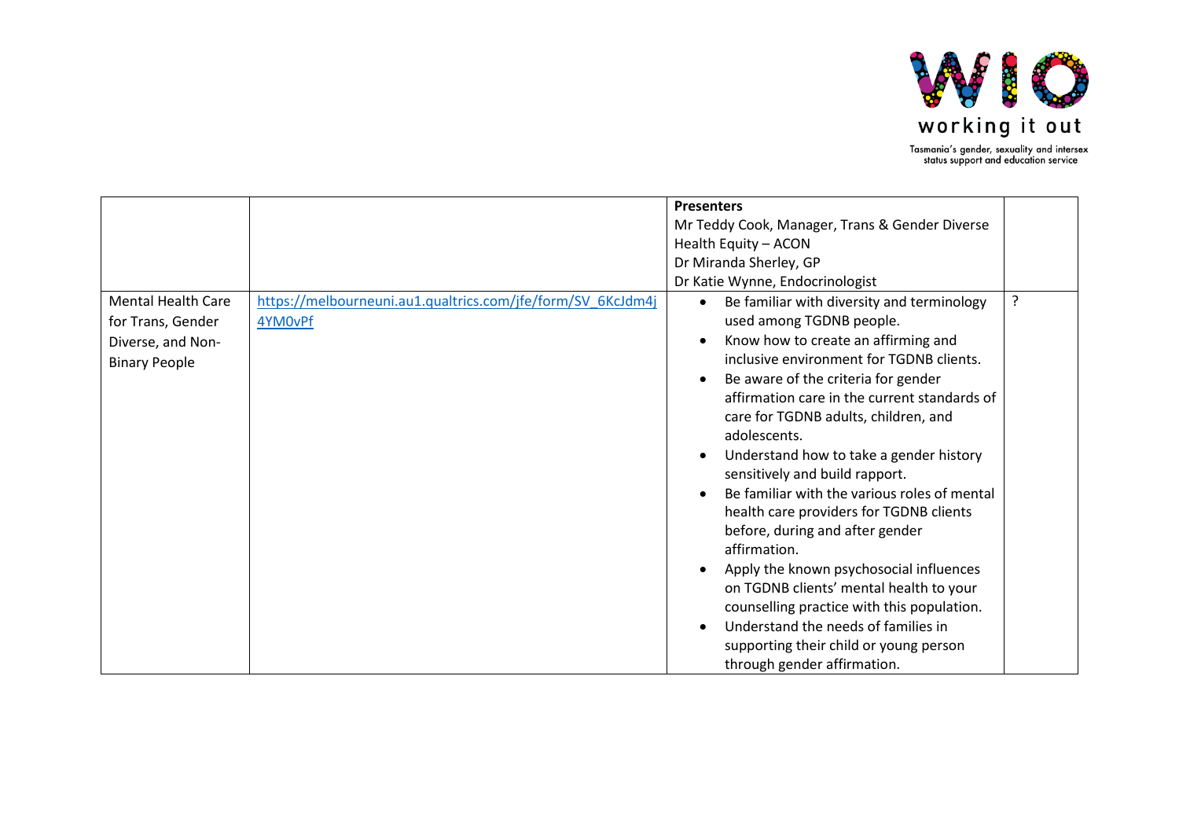| | | **Presenters**<br>Mr Teddy Cook, Manager, Trans & Gender Diverse Health Equity – ACON<br>Dr Miranda Sherley, GP<br>Dr Katie Wynne, Endocrinologist | |
|---|---|---|---|
| Mental Health Care for Trans, Gender Diverse, and Non-Binary People | https://melbourneuni.au1.qualtrics.com/jfe/form/SV_6KcJdm4j4YM0vPf | • Be familiar with diversity and terminology used among TGDNB people.<br>• Know how to create an affirming and inclusive environment for TGDNB clients.<br>• Be aware of the criteria for gender affirmation care in the current standards of care for TGDNB adults, children, and adolescents.<br>• Understand how to take a gender history sensitively and build rapport.<br>• Be familiar with the various roles of mental health care providers for TGDNB clients before, during and after gender affirmation.<br>• Apply the known psychosocial influences on TGDNB clients' mental health to your counselling practice with this population.<br>• Understand the needs of families in supporting their child or young person through gender affirmation. | ? |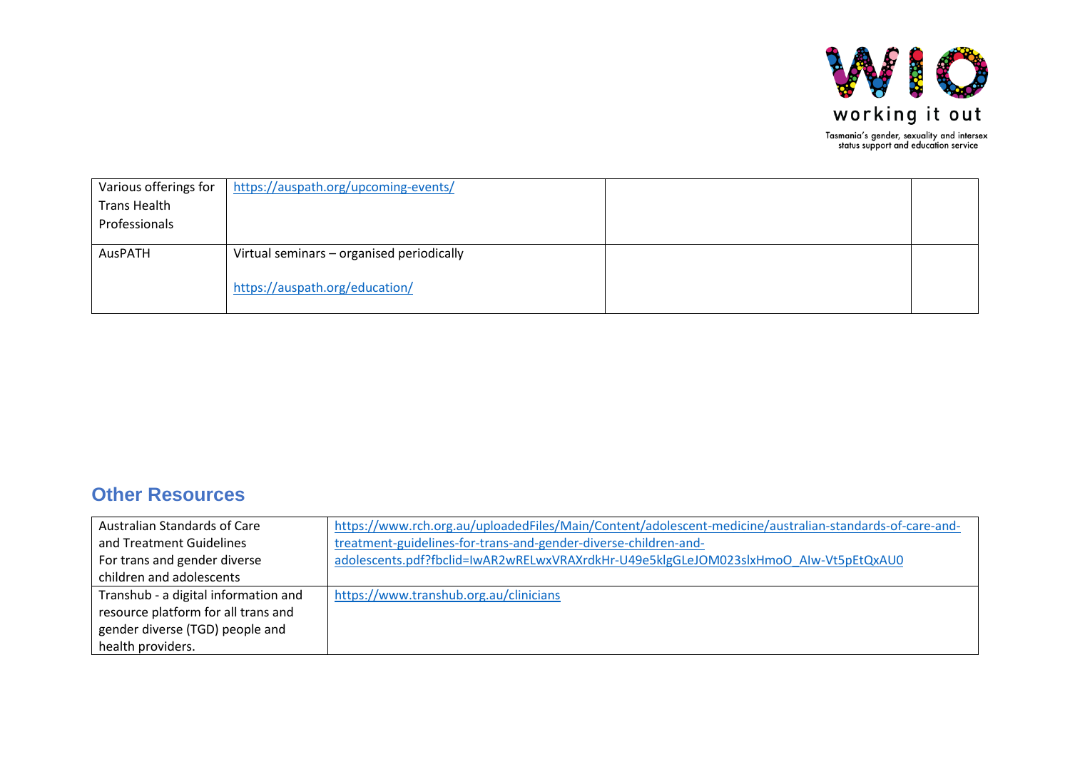| Various offerings for Trans Health Professionals | https://auspath.org/upcoming-events/ | | |
|---|---|---|---|
| AusPATH | Virtual seminars – organised periodically<br><br>https://auspath.org/education/ | | |

## Other Resources

| Australian Standards of Care and Treatment Guidelines For trans and gender diverse children and adolescents | https://www.rch.org.au/uploadedFiles/Main/Content/adolescent-medicine/australian-standards-of-care-and-treatment-guidelines-for-trans-and-gender-diverse-children-and-adolescents.pdf?fbclid=IwAR2wRELwxVRAXrdkHr-U49e5klgGLeJOM023slxHmoO_AIw-Vt5pEtQxAU0 |
|---|---|
| Transhub - a digital information and resource platform for all trans and gender diverse (TGD) people and health providers. | https://www.transhub.org.au/clinicians |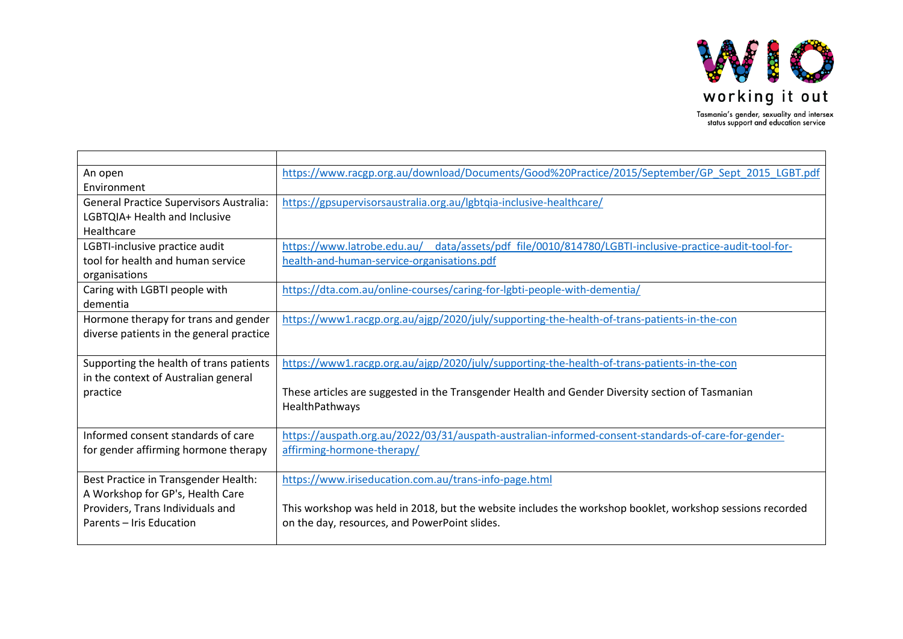| | |
|---|---|
| An open Environment | https://www.racgp.org.au/download/Documents/Good%20Practice/2015/September/GP_Sept_2015_LGBT.pdf |
| General Practice Supervisors Australia: LGBTQIA+ Health and Inclusive Healthcare | https://gpsupervisorsaustralia.org.au/lgbtqia-inclusive-healthcare/ |
| LGBTI-inclusive practice audit tool for health and human service organisations | https://www.latrobe.edu.au/__data/assets/pdf_file/0010/814780/LGBTI-inclusive-practice-audit-tool-for-health-and-human-service-organisations.pdf |
| Caring with LGBTI people with dementia | https://dta.com.au/online-courses/caring-for-lgbti-people-with-dementia/ |
| Hormone therapy for trans and gender diverse patients in the general practice | https://www1.racgp.org.au/ajgp/2020/july/supporting-the-health-of-trans-patients-in-the-con |
| Supporting the health of trans patients in the context of Australian general practice | https://www1.racgp.org.au/ajgp/2020/july/supporting-the-health-of-trans-patients-in-the-con<br><br>These articles are suggested in the Transgender Health and Gender Diversity section of Tasmanian HealthPathways |
| Informed consent standards of care for gender affirming hormone therapy | https://auspath.org.au/2022/03/31/auspath-australian-informed-consent-standards-of-care-for-gender-affirming-hormone-therapy/ |
| Best Practice in Transgender Health: A Workshop for GP's, Health Care Providers, Trans Individuals and Parents – Iris Education | https://www.iriseducation.com.au/trans-info-page.html<br><br>This workshop was held in 2018, but the website includes the workshop booklet, workshop sessions recorded on the day, resources, and PowerPoint slides. |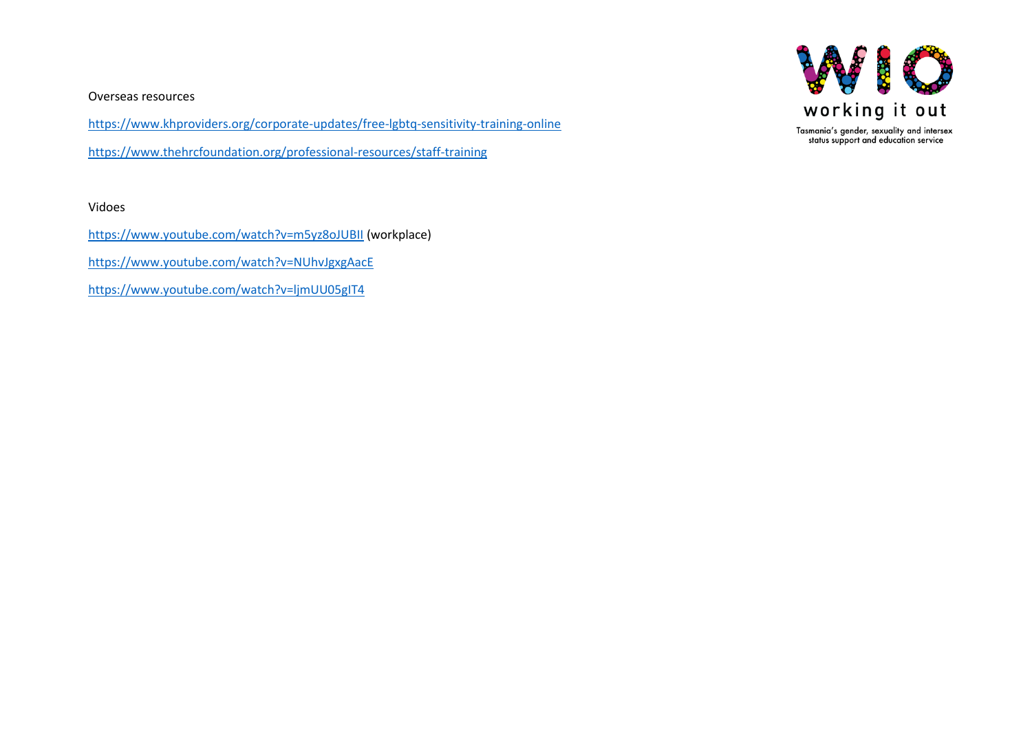Overseas resources

https://www.khproviders.org/corporate-updates/free-lgbtq-sensitivity-training-online

https://www.thehrcfoundation.org/professional-resources/staff-training

Vidoes

https://www.youtube.com/watch?v=m5yz8oJUBII (workplace)

https://www.youtube.com/watch?v=NUhvJgxgAacE

https://www.youtube.com/watch?v=ljmUU05gIT4